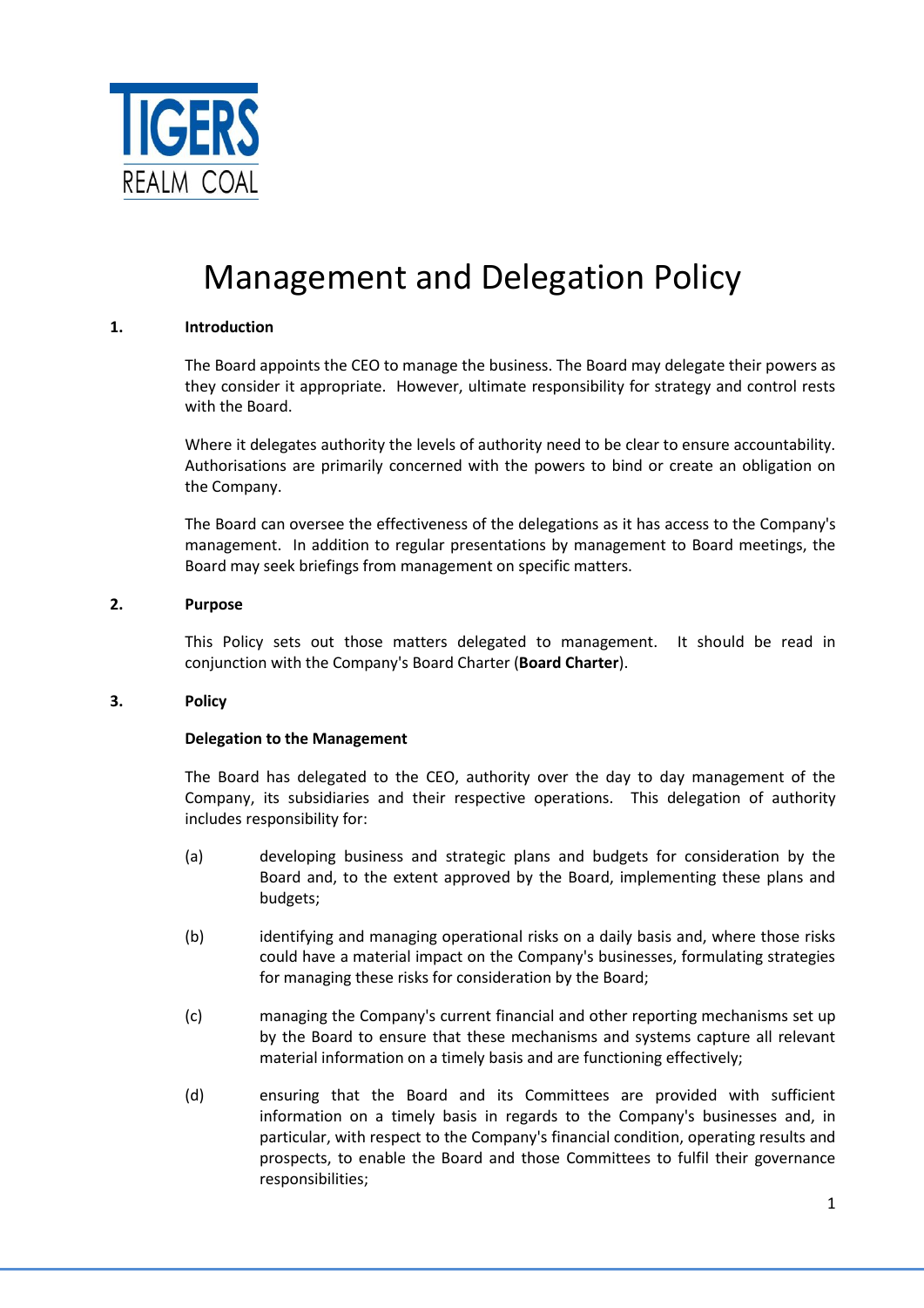TIGERS REALM COAL

# Management and Delegation Policy

## 1. Introduction

The Board appoints the CEO to manage the business. The Board may delegate their powers as they consider it appropriate. However, ultimate responsibility for strategy and control rests with the Board.

Where it delegates authority the levels of authority need to be clear to ensure accountability. Authorisations are primarily concerned with the powers to bind or create an obligation on the Company.

The Board can oversee the effectiveness of the delegations as it has access to the Company's management. In addition to regular presentations by management to Board meetings, the Board may seek briefings from management on specific matters.

## 2. Purpose

This Policy sets out those matters delegated to management. It should be read in conjunction with the Company's Board Charter (**Board Charter**).

## 3. Policy

**Delegation to the Management**

The Board has delegated to the CEO, authority over the day to day management of the Company, its subsidiaries and their respective operations. This delegation of authority includes responsibility for:

(a) developing business and strategic plans and budgets for consideration by the Board and, to the extent approved by the Board, implementing these plans and budgets;

(b) identifying and managing operational risks on a daily basis and, where those risks could have a material impact on the Company's businesses, formulating strategies for managing these risks for consideration by the Board;

(c) managing the Company's current financial and other reporting mechanisms set up by the Board to ensure that these mechanisms and systems capture all relevant material information on a timely basis and are functioning effectively;

(d) ensuring that the Board and its Committees are provided with sufficient information on a timely basis in regards to the Company's businesses and, in particular, with respect to the Company's financial condition, operating results and prospects, to enable the Board and those Committees to fulfil their governance responsibilities;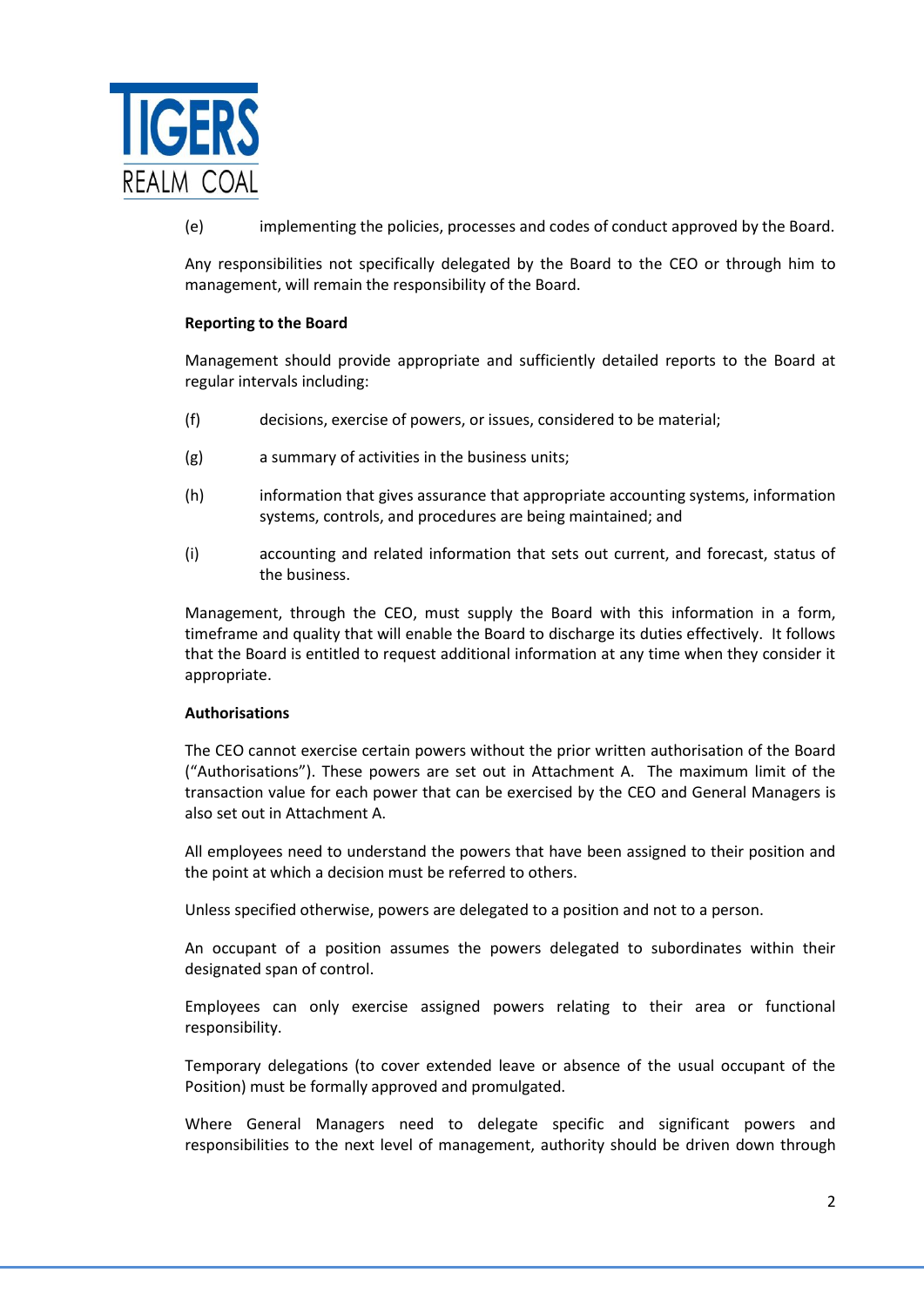(e) implementing the policies, processes and codes of conduct approved by the Board.

Any responsibilities not specifically delegated by the Board to the CEO or through him to management, will remain the responsibility of the Board.

**Reporting to the Board**

Management should provide appropriate and sufficiently detailed reports to the Board at regular intervals including:

(f) decisions, exercise of powers, or issues, considered to be material;

(g) a summary of activities in the business units;

(h) information that gives assurance that appropriate accounting systems, information systems, controls, and procedures are being maintained; and

(i) accounting and related information that sets out current, and forecast, status of the business.

Management, through the CEO, must supply the Board with this information in a form, timeframe and quality that will enable the Board to discharge its duties effectively. It follows that the Board is entitled to request additional information at any time when they consider it appropriate.

**Authorisations**

The CEO cannot exercise certain powers without the prior written authorisation of the Board ("Authorisations"). These powers are set out in Attachment A. The maximum limit of the transaction value for each power that can be exercised by the CEO and General Managers is also set out in Attachment A.

All employees need to understand the powers that have been assigned to their position and the point at which a decision must be referred to others.

Unless specified otherwise, powers are delegated to a position and not to a person.

An occupant of a position assumes the powers delegated to subordinates within their designated span of control.

Employees can only exercise assigned powers relating to their area or functional responsibility.

Temporary delegations (to cover extended leave or absence of the usual occupant of the Position) must be formally approved and promulgated.

Where General Managers need to delegate specific and significant powers and responsibilities to the next level of management, authority should be driven down through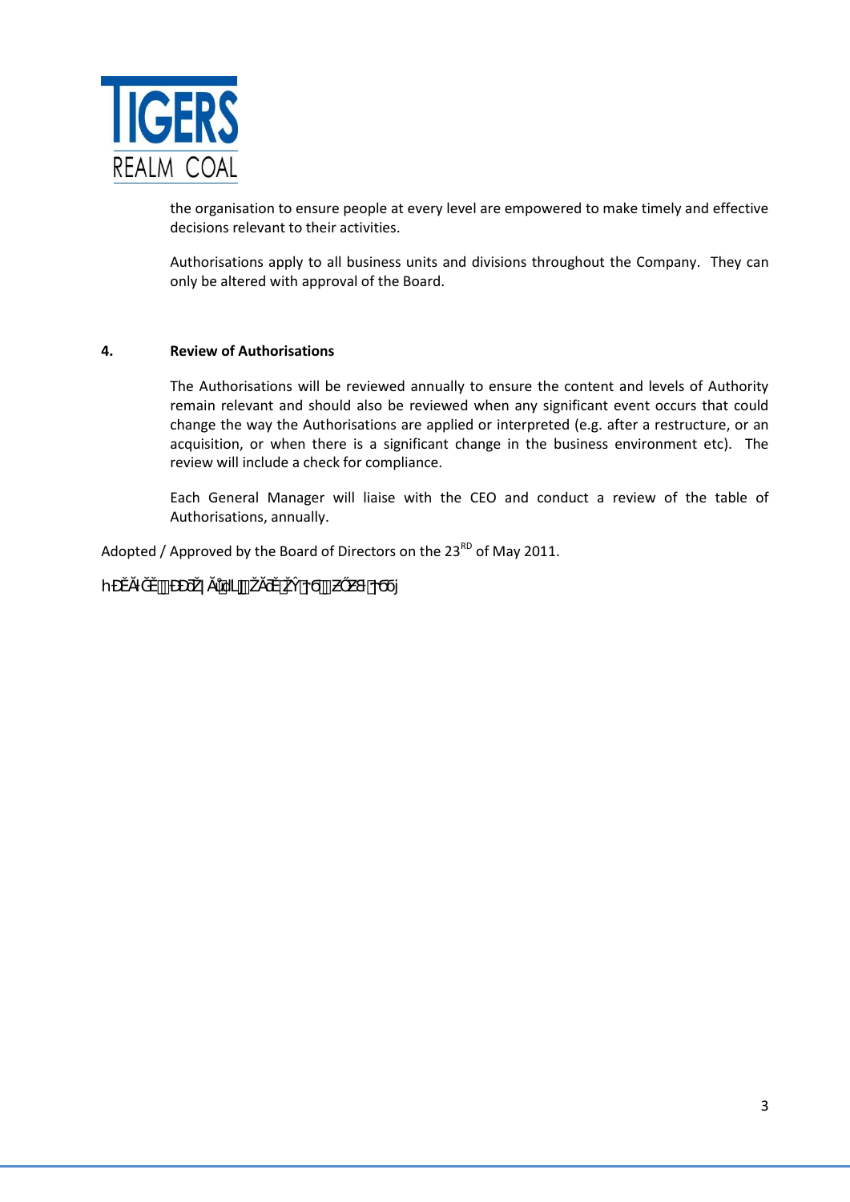the organisation to ensure people at every level are empowered to make timely and effective decisions relevant to their activities.

Authorisations apply to all business units and divisions throughout the Company. They can only be altered with approval of the Board.

## 4. Review of Authorisations

The Authorisations will be reviewed annually to ensure the content and levels of Authority remain relevant and should also be reviewed when any significant event occurs that could change the way the Authorisations are applied or interpreted (e.g. after a restructure, or an acquisition, or when there is a significant change in the business environment etc). The review will include a check for compliance.

Each General Manager will liaise with the CEO and conduct a review of the table of Authorisations, annually.

Adopted / Approved by the Board of Directors on the 23RD of May 2011.

hĐĚĂƚĞĚďLJƚŚĞŽĂƌĚŽĨŝƌĞĐƚŽƌƐ͕ϭϲƚŚ:ƵŶĞϮϬϭϭ͘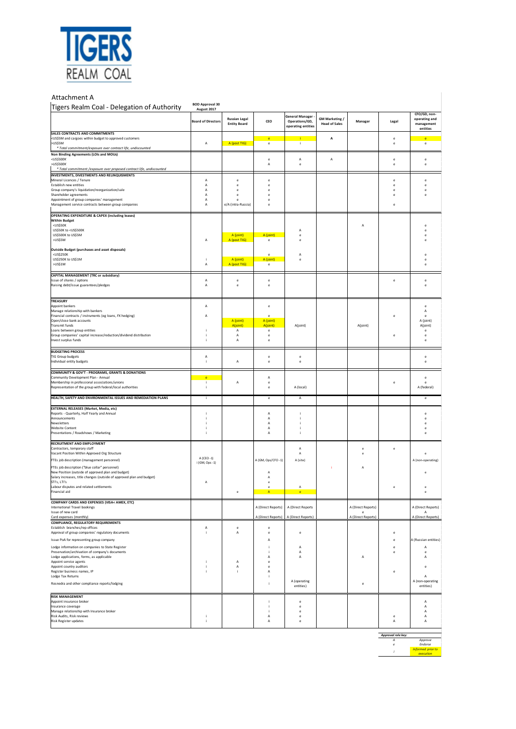**TIGERS REALM COAL**

## Attachment A

### Tigers Realm Coal - Delegation of Authority

**BOD Approval 30 August 2017**

| | Board of Directors | Russian Legal Entity Board | CEO | General Manager - Operations/GD, operating entities | GM Marketing / Head of Sales | Manager | Legal | CFO/GD, non-operating and management entities |
|---|---|---|---|---|---|---|---|---|
| **SALES CONTRACTS AND COMMITMENTS** | | | | | | | | |
| <US$5M and cargoes within budget to approved customers | | | e | i | A | | e | e |
| >US$5M | A | A (post TIG) | e | i | | | e | e |
| *\* Total commitment/exposure over contract life, undiscounted* | | | | | | | | |
| **Non Binding Agreements (LOIs and MOUs)** | | | | | | | | |
| *<US$500K* | | | e | A | A | | e | e |
| *>US$500K* | | | A | e | | | e | e |
| *\* Total commitment /exposure over proposed contract life, undiscounted* | | | | | | | | |
| **INVESTMENTS, DIVESTMENTS AND RELINQUISHMENTS** | | | | | | | | |
| Mineral Licences / Tenure | A | e | e | | | | e | e |
| Establish new entities | A | e | e | | | | e | e |
| Group company's liquidation/reorganization/sale | A | e | e | | | | e | e |
| Shareholder agreements | A | e | e | | | | e | e |
| Appointment of group companies' management | A | e | e | | | | | |
| Management service contracts between group companies | A | e/A (intra-Russia) | e | | | | e | |
| **OPERATING EXPENDITURE & CAPEX (including leases)** | | | | | | | | |
| **Within Budget** | | | | | | | | |
| <US$50K | | | | | | A | | e |
| US$50K to <US$500K | | | | A | | | | e |
| US$500K to US$5M | | A (joint) | A (joint) | e | | | | e |
| >US$5M | A | A (post TIG) | e | e | | | | e |
| **Outside Budget (purchases and asset disposals)** | | | | | | | | |
| <US$250K | | | e | A | | | | e |
| US$250K to US$1M | i | A (joint) | A (joint) | e | | | | e |
| >US$1M | A | A (post TIG) | e | | | | | e |
| **CAPITAL MANAGEMENT (TRC or subsidiary)** | | | | | | | | |
| Issue of shares / options | A | e | e | | | | e | e |
| Raising debt/issue guarantees/pledges | A | e | e | | | | | e |
| **TREASURY** | | | | | | | | |
| Appoint bankers | A | | e | | | | | e |
| Manage relationship with bankers | | | | | | | | A |
| Financial contracts / instruments (eg loans, FX hedging) | A | | e | | | | e | e |
| Open/close bank accounts | | A (joint) | A (joint) | | | | | A (joint) |
| Transmit funds | | A(joint) | A(joint) | A(joint) | | A(joint) | | A(joint) |
| Loans between group entities | i | A | e | | | | | e |
| Group companies' capital increase/reduction/dividend distribution | i | A | e | | | | e | e |
| Invest surplus funds | i | A | e | | | | | e |
| **BUDGETING PROCESS** | | | | | | | | |
| TIG Group budgets | A | | e | e | | | | e |
| Individual entity budgets | i | A | e | e | | | | e |
| **COMMUNITY & GOV'T - PROGRAMS, GRANTS & DONATIONS** | | | | | | | | |
| Community Development Plan - Annual | e | | A | | | | | e |
| Membership in professional associations/unions | i | A | e | | | | e | e |
| Representation of the group with federal/local authorities | i | | e | A (local) | | | | A (federal) |
| **HEALTH, SAFETY AND ENVIRONMENTAL ISSUES AND REMEDIATION PLANS** | i | | e | A | | | | e |
| **EXTERNAL RELEASES (Market, Media, etc)** | | | | | | | | |
| Reports - Quarterly, Half Yearly and Annual | i | | A | i | | | | e |
| Announcements | i | | A | i | | | | e |
| Newsletters | i | | A | i | | | | e |
| Website Content | i | | A | i | | | | e |
| Presentations / Roadshows / Marketing | i | | A | i | | | | e |
| **RECRUITMENT AND EMPLOYMENT** | | | | | | | | |
| Contractors, temporary staff | | | | A | | e | e | |
| Vacant Position Within Approved Org Structure | | | | A | | e | | e |
| FTEs job description (management personnel) | A (CEO -1) i (GM, Ops -1) | | A (GM, Ops/CFO -1) | A (site) | | | | A (non-operating) |
| FTEs job description ("blue collar" personnel) | | | | | i | A | | |
| New Position (outside of approved plan and budget) | | | A | | | | | e |
| Salary increases, title changes (outside of approved plan and budget) | | | A | | | | | |
| STI's, LTI's | A | | e | | | | | |
| Labour disputes and related settlements | | | e | A | | | e | e |
| Financial aid | | e | A | e | | | | e |
| **COMPANY CARDS AND EXPENSES (VISA< AMEX, ETC)** | | | | | | | | |
| International Travel bookings | | | A (Direct Reports) | A (Direct Reports | | A (Direct Reports) | | A (Direct Reports) |
| Issue of new card | | | | | | e | | A |
| Card expenses (monthly) | | | A (Direct Reports) | A (Direct Reports) | | A (Direct Reports) | | A (Direct Reports) |
| **COMPLIANCE, REGULATORY REQUIREMENTS** | | | | | | | | |
| Establish branches/rep offices | A | e | e | | | | | |
| Approval of group companies' regulatory documents | i | A | e | e | | | e | |
| Issue PoA for representing group company | | | A | | | | e | A (Russian entities) |
| Lodge information on companies to State Register | | | i | A | | | e | A |
| Preservation/archivation of company's documents | | | i | A | | | e | e |
| Lodge applications, forms, as applicable | | | A | A | | A | | A |
| Appoint service agents | i | A | e | | | | | |
| Appoint country auditors | i | A | e | | | | | e |
| Register business names, IP | i | i | A | | | | e | |
| Lodge Tax Returns | | | i | | | | | A |
| Rosnedra and other compliance reports/lodging | | | i | A (operating entities) | | e | | A (non-operating entities) |
| **RISK MANAGEMENT** | | | | | | | | |
| Appoint insurance broker | | | i | e | | | | A |
| Insurance coverage | | | i | e | | | | A |
| Manage relationship with insurance broker | | | i | e | | | | A |
| Risk Audits, Risk reviews | i | | A | e | | | e | A |
| Risk Register updates | i | | A | e | | | A | A |

***Approval role key:***

| | |
|---|---|
| *A* | *Approve* |
| *e* | *Endorse* |
| *i* | *Informed prior to execution* |